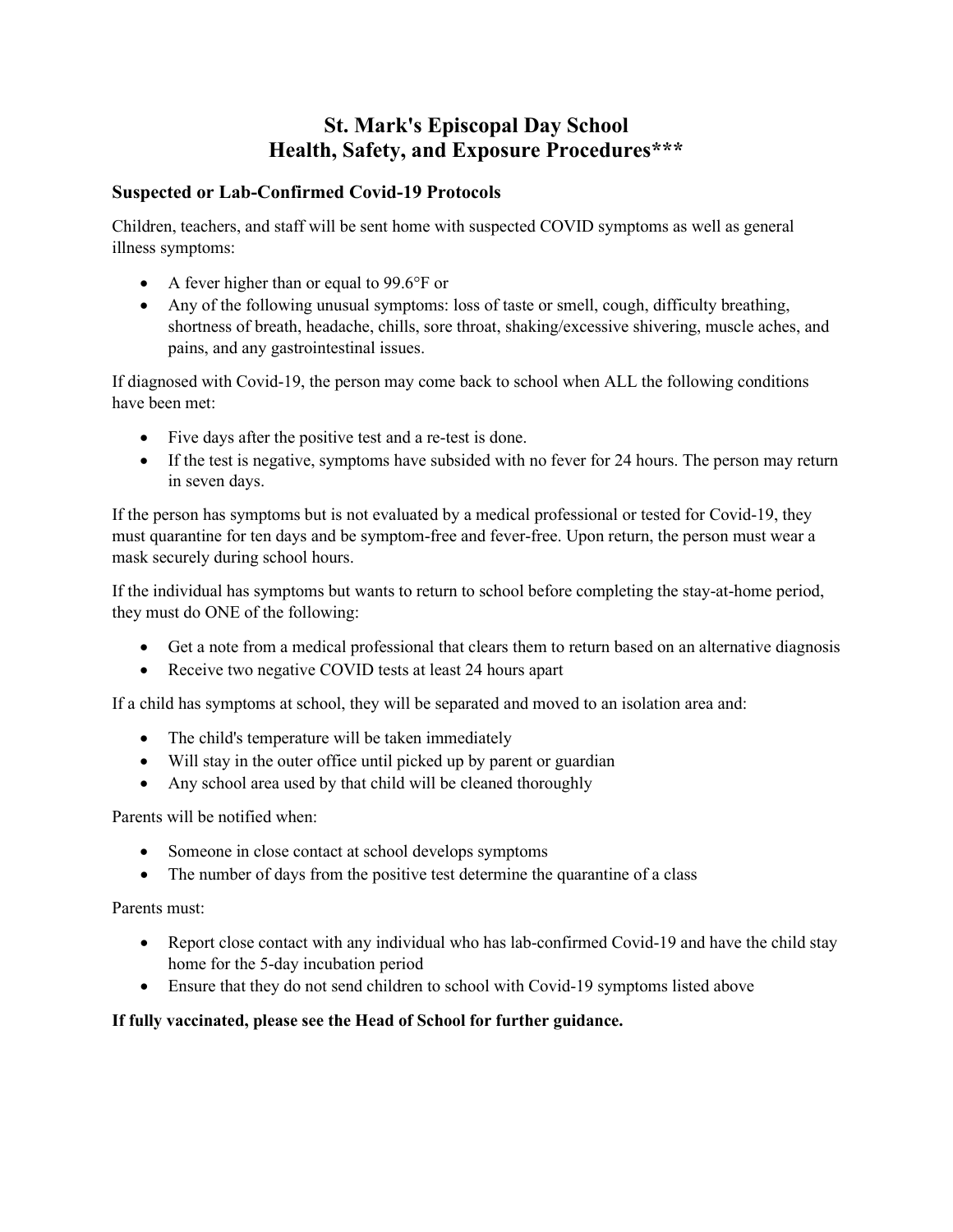# St. Mark's Episcopal Day School
# Health, Safety, and Exposure Procedures***

### Suspected or Lab-Confirmed Covid-19 Protocols

Children, teachers, and staff will be sent home with suspected COVID symptoms as well as general illness symptoms:

- A fever higher than or equal to 99.6°F or
- Any of the following unusual symptoms: loss of taste or smell, cough, difficulty breathing, shortness of breath, headache, chills, sore throat, shaking/excessive shivering, muscle aches, and pains, and any gastrointestinal issues.

If diagnosed with Covid-19, the person may come back to school when ALL the following conditions have been met:

- Five days after the positive test and a re-test is done.
- If the test is negative, symptoms have subsided with no fever for 24 hours. The person may return in seven days.

If the person has symptoms but is not evaluated by a medical professional or tested for Covid-19, they must quarantine for ten days and be symptom-free and fever-free. Upon return, the person must wear a mask securely during school hours.

If the individual has symptoms but wants to return to school before completing the stay-at-home period, they must do ONE of the following:

- Get a note from a medical professional that clears them to return based on an alternative diagnosis
- Receive two negative COVID tests at least 24 hours apart

If a child has symptoms at school, they will be separated and moved to an isolation area and:

- The child's temperature will be taken immediately
- Will stay in the outer office until picked up by parent or guardian
- Any school area used by that child will be cleaned thoroughly

Parents will be notified when:

- Someone in close contact at school develops symptoms
- The number of days from the positive test determine the quarantine of a class

Parents must:

- Report close contact with any individual who has lab-confirmed Covid-19 and have the child stay home for the 5-day incubation period
- Ensure that they do not send children to school with Covid-19 symptoms listed above

**If fully vaccinated, please see the Head of School for further guidance.**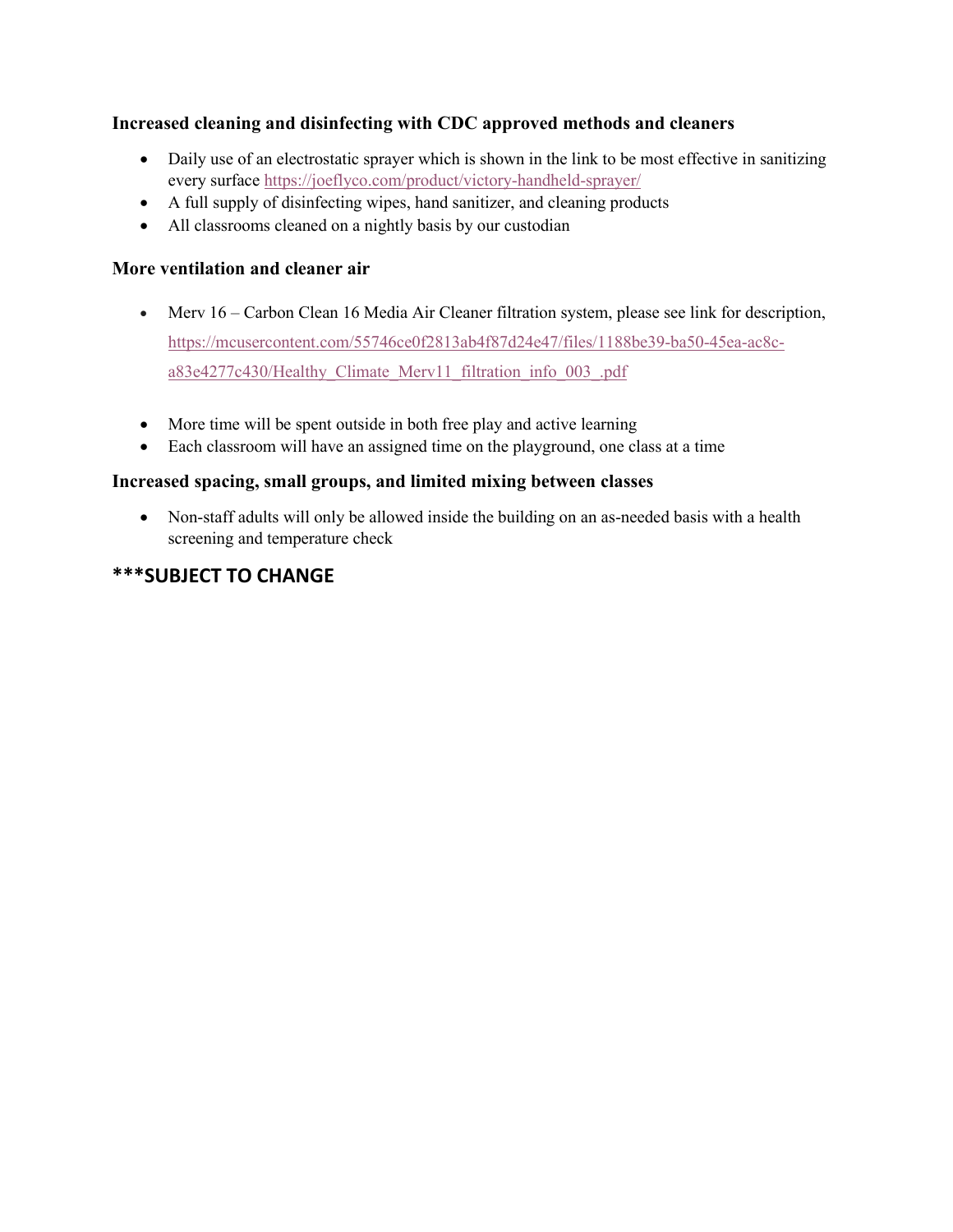**Increased cleaning and disinfecting with CDC approved methods and cleaners**

- Daily use of an electrostatic sprayer which is shown in the link to be most effective in sanitizing every surface https://joeflyco.com/product/victory-handheld-sprayer/
- A full supply of disinfecting wipes, hand sanitizer, and cleaning products
- All classrooms cleaned on a nightly basis by our custodian

**More ventilation and cleaner air**

- Merv 16 – Carbon Clean 16 Media Air Cleaner filtration system, please see link for description, https://mcusercontent.com/55746ce0f2813ab4f87d24e47/files/1188be39-ba50-45ea-ac8c-a83e4277c430/Healthy_Climate_Merv11_filtration_info_003_.pdf

- More time will be spent outside in both free play and active learning
- Each classroom will have an assigned time on the playground, one class at a time

**Increased spacing, small groups, and limited mixing between classes**

- Non-staff adults will only be allowed inside the building on an as-needed basis with a health screening and temperature check

**\*\*\*SUBJECT TO CHANGE**